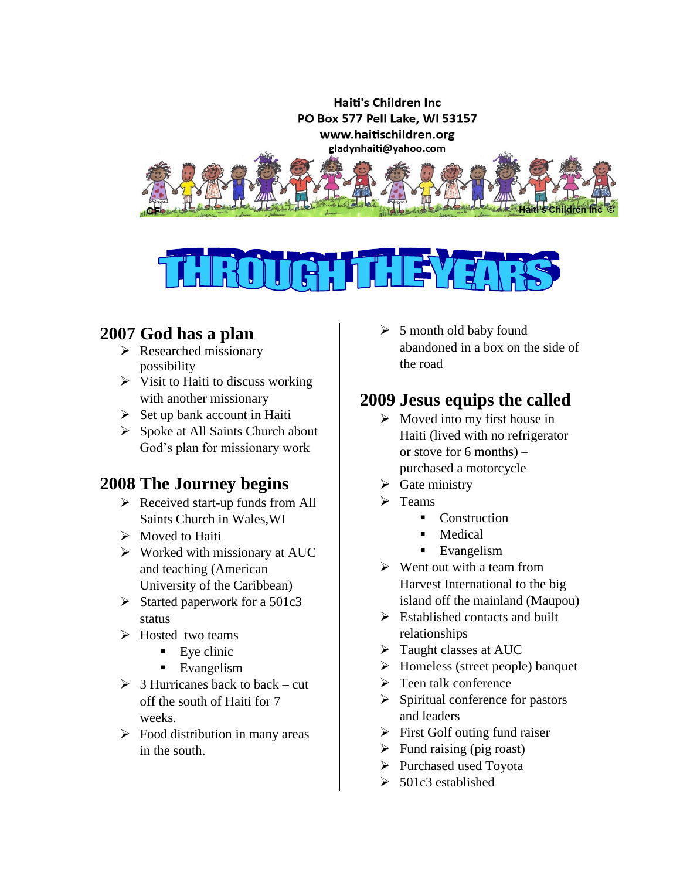Haiti's Children Inc
PO Box 577 Pell Lake, WI 53157
www.haitischildren.org
gladynhaiti@yahoo.com

# THROUGH THE YEARS

## 2007 God has a plan

- Researched missionary possibility
- Visit to Haiti to discuss working with another missionary
- Set up bank account in Haiti
- Spoke at All Saints Church about God's plan for missionary work

## 2008 The Journey begins

- Received start-up funds from All Saints Church in Wales,WI
- Moved to Haiti
- Worked with missionary at AUC and teaching (American University of the Caribbean)
- Started paperwork for a 501c3 status
- Hosted two teams
    - Eye clinic
    - Evangelism
- 3 Hurricanes back to back – cut off the south of Haiti for 7 weeks.
- Food distribution in many areas in the south.
- 5 month old baby found abandoned in a box on the side of the road

## 2009 Jesus equips the called

- Moved into my first house in Haiti (lived with no refrigerator or stove for 6 months) – purchased a motorcycle
- Gate ministry
- Teams
    - Construction
    - Medical
    - Evangelism
- Went out with a team from Harvest International to the big island off the mainland (Maupou)
- Established contacts and built relationships
- Taught classes at AUC
- Homeless (street people) banquet
- Teen talk conference
- Spiritual conference for pastors and leaders
- First Golf outing fund raiser
- Fund raising (pig roast)
- Purchased used Toyota
- 501c3 established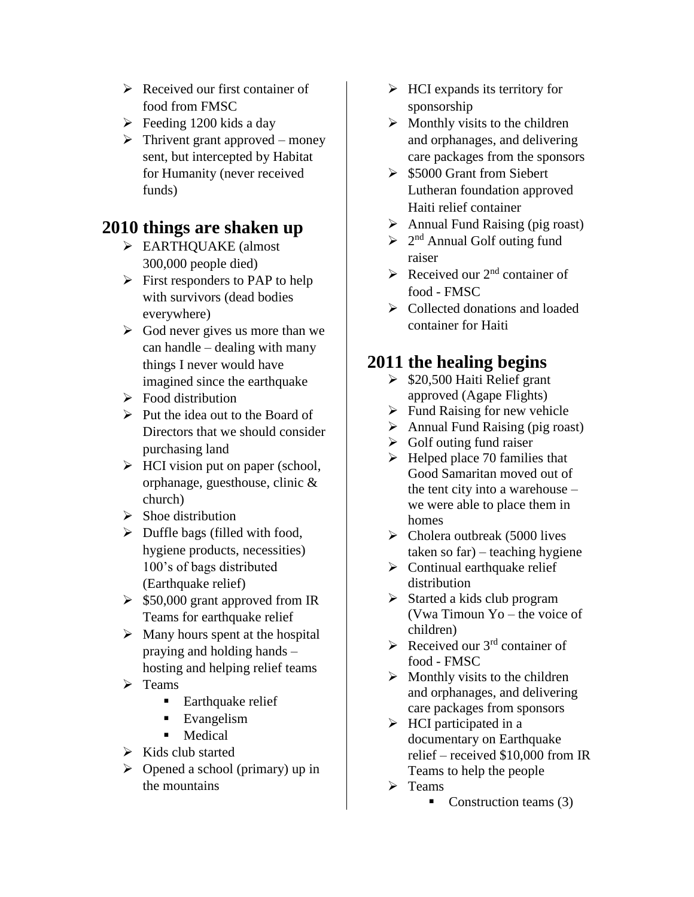- Received our first container of food from FMSC
- Feeding 1200 kids a day
- Thrivent grant approved – money sent, but intercepted by Habitat for Humanity (never received funds)

## 2010 things are shaken up

- EARTHQUAKE (almost 300,000 people died)
- First responders to PAP to help with survivors (dead bodies everywhere)
- God never gives us more than we can handle – dealing with many things I never would have imagined since the earthquake
- Food distribution
- Put the idea out to the Board of Directors that we should consider purchasing land
- HCI vision put on paper (school, orphanage, guesthouse, clinic & church)
- Shoe distribution
- Duffle bags (filled with food, hygiene products, necessities) 100's of bags distributed (Earthquake relief)
- \$50,000 grant approved from IR Teams for earthquake relief
- Many hours spent at the hospital praying and holding hands – hosting and helping relief teams
- Teams
  - Earthquake relief
  - Evangelism
  - Medical
- Kids club started
- Opened a school (primary) up in the mountains
- HCI expands its territory for sponsorship
- Monthly visits to the children and orphanages, and delivering care packages from the sponsors
- \$5000 Grant from Siebert Lutheran foundation approved Haiti relief container
- Annual Fund Raising (pig roast)
- 2nd Annual Golf outing fund raiser
- Received our 2nd container of food - FMSC
- Collected donations and loaded container for Haiti

## 2011 the healing begins

- \$20,500 Haiti Relief grant approved (Agape Flights)
- Fund Raising for new vehicle
- Annual Fund Raising (pig roast)
- Golf outing fund raiser
- Helped place 70 families that Good Samaritan moved out of the tent city into a warehouse – we were able to place them in homes
- Cholera outbreak (5000 lives taken so far) – teaching hygiene
- Continual earthquake relief distribution
- Started a kids club program (Vwa Timoun Yo – the voice of children)
- Received our 3rd container of food - FMSC
- Monthly visits to the children and orphanages, and delivering care packages from sponsors
- HCI participated in a documentary on Earthquake relief – received \$10,000 from IR Teams to help the people
- Teams
  - Construction teams (3)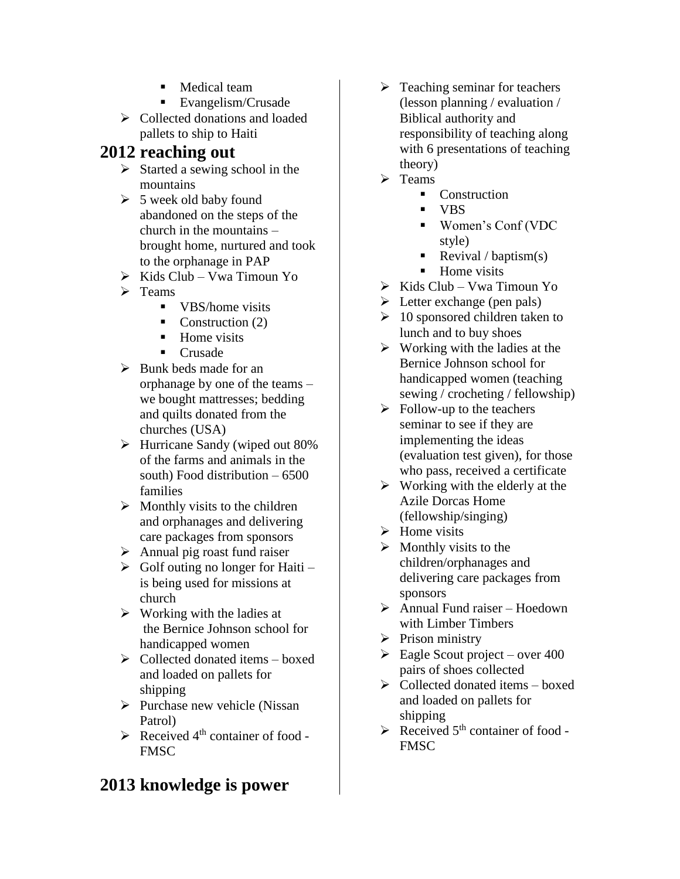- Medical team
- Evangelism/Crusade

- Collected donations and loaded pallets to ship to Haiti

## 2012 reaching out

- Started a sewing school in the mountains
- 5 week old baby found abandoned on the steps of the church in the mountains – brought home, nurtured and took to the orphanage in PAP
- Kids Club – Vwa Timoun Yo
- Teams
  - VBS/home visits
  - Construction (2)
  - Home visits
  - Crusade
- Bunk beds made for an orphanage by one of the teams – we bought mattresses; bedding and quilts donated from the churches (USA)
- Hurricane Sandy (wiped out 80% of the farms and animals in the south) Food distribution – 6500 families
- Monthly visits to the children and orphanages and delivering care packages from sponsors
- Annual pig roast fund raiser
- Golf outing no longer for Haiti – is being used for missions at church
- Working with the ladies at the Bernice Johnson school for handicapped women
- Collected donated items – boxed and loaded on pallets for shipping
- Purchase new vehicle (Nissan Patrol)
- Received 4th container of food - FMSC

## 2013 knowledge is power

- Teaching seminar for teachers (lesson planning / evaluation / Biblical authority and responsibility of teaching along with 6 presentations of teaching theory)
- Teams
  - Construction
  - VBS
  - Women's Conf (VDC style)
  - Revival / baptism(s)
  - Home visits
- Kids Club – Vwa Timoun Yo
- Letter exchange (pen pals)
- 10 sponsored children taken to lunch and to buy shoes
- Working with the ladies at the Bernice Johnson school for handicapped women (teaching sewing / crocheting / fellowship)
- Follow-up to the teachers seminar to see if they are implementing the ideas (evaluation test given), for those who pass, received a certificate
- Working with the elderly at the Azile Dorcas Home (fellowship/singing)
- Home visits
- Monthly visits to the children/orphanages and delivering care packages from sponsors
- Annual Fund raiser – Hoedown with Limber Timbers
- Prison ministry
- Eagle Scout project – over 400 pairs of shoes collected
- Collected donated items – boxed and loaded on pallets for shipping
- Received 5th container of food - FMSC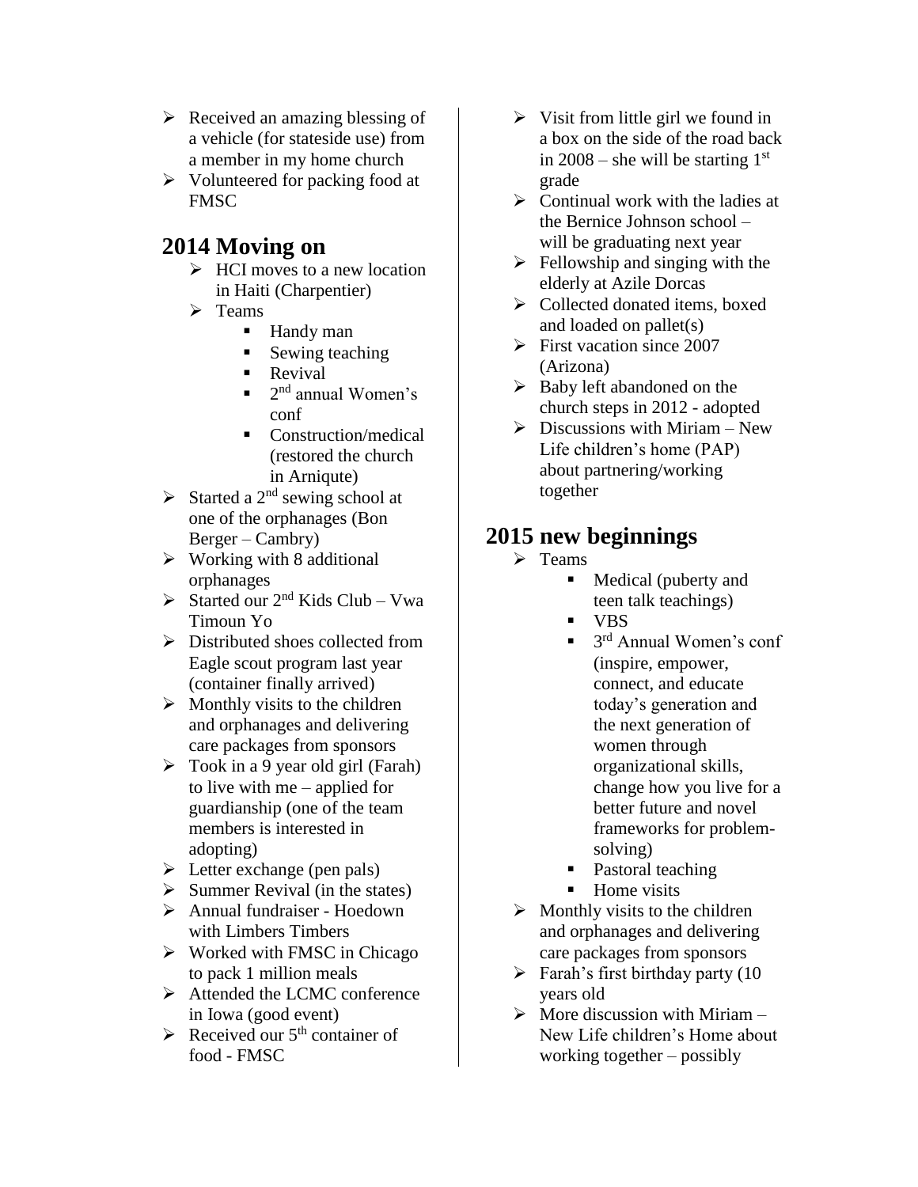- Received an amazing blessing of a vehicle (for stateside use) from a member in my home church
- Volunteered for packing food at FMSC

## 2014 Moving on

- HCI moves to a new location in Haiti (Charpentier)
- Teams
  - Handy man
  - Sewing teaching
  - Revival
  - 2nd annual Women's conf
  - Construction/medical (restored the church in Arniqute)
- Started a 2nd sewing school at one of the orphanages (Bon Berger – Cambry)
- Working with 8 additional orphanages
- Started our 2nd Kids Club – Vwa Timoun Yo
- Distributed shoes collected from Eagle scout program last year (container finally arrived)
- Monthly visits to the children and orphanages and delivering care packages from sponsors
- Took in a 9 year old girl (Farah) to live with me – applied for guardianship (one of the team members is interested in adopting)
- Letter exchange (pen pals)
- Summer Revival (in the states)
- Annual fundraiser - Hoedown with Limbers Timbers
- Worked with FMSC in Chicago to pack 1 million meals
- Attended the LCMC conference in Iowa (good event)
- Received our 5th container of food - FMSC
- Visit from little girl we found in a box on the side of the road back in 2008 – she will be starting 1st grade
- Continual work with the ladies at the Bernice Johnson school – will be graduating next year
- Fellowship and singing with the elderly at Azile Dorcas
- Collected donated items, boxed and loaded on pallet(s)
- First vacation since 2007 (Arizona)
- Baby left abandoned on the church steps in 2012 - adopted
- Discussions with Miriam – New Life children's home (PAP) about partnering/working together

## 2015 new beginnings

- Teams
  - Medical (puberty and teen talk teachings)
  - VBS
  - 3rd Annual Women's conf (inspire, empower, connect, and educate today's generation and the next generation of women through organizational skills, change how you live for a better future and novel frameworks for problem-solving)
  - Pastoral teaching
  - Home visits
- Monthly visits to the children and orphanages and delivering care packages from sponsors
- Farah's first birthday party (10 years old
- More discussion with Miriam – New Life children's Home about working together – possibly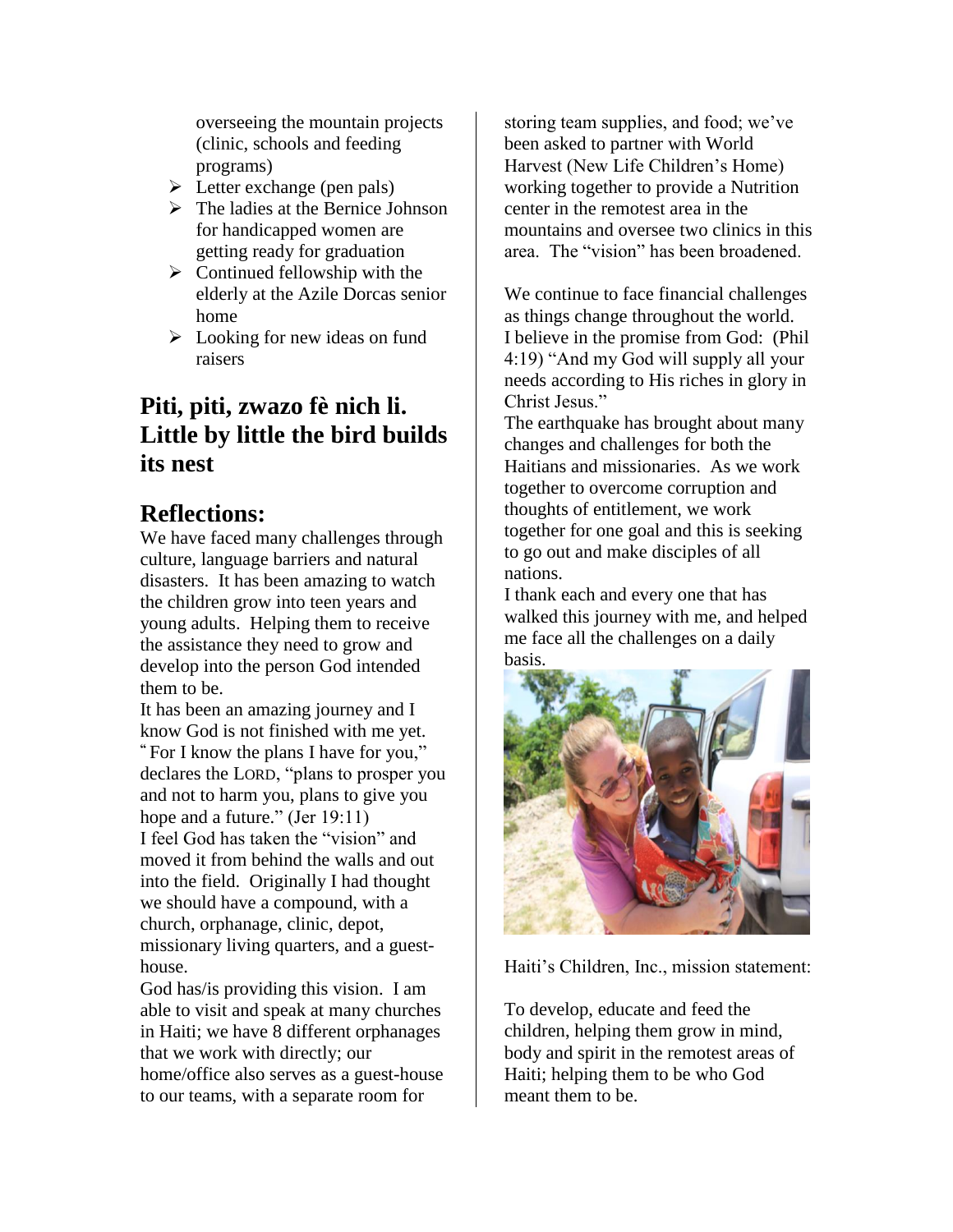overseeing the mountain projects (clinic, schools and feeding programs)

- Letter exchange (pen pals)
- The ladies at the Bernice Johnson for handicapped women are getting ready for graduation
- Continued fellowship with the elderly at the Azile Dorcas senior home
- Looking for new ideas on fund raisers

## Piti, piti, zwazo fè nich li. Little by little the bird builds its nest

## Reflections:

We have faced many challenges through culture, language barriers and natural disasters. It has been amazing to watch the children grow into teen years and young adults. Helping them to receive the assistance they need to grow and develop into the person God intended them to be.

It has been an amazing journey and I know God is not finished with me yet. "For I know the plans I have for you," declares the LORD, "plans to prosper you and not to harm you, plans to give you hope and a future." (Jer 19:11)

I feel God has taken the "vision" and moved it from behind the walls and out into the field. Originally I had thought we should have a compound, with a church, orphanage, clinic, depot, missionary living quarters, and a guest-house.

God has/is providing this vision. I am able to visit and speak at many churches in Haiti; we have 8 different orphanages that we work with directly; our home/office also serves as a guest-house to our teams, with a separate room for storing team supplies, and food; we've been asked to partner with World Harvest (New Life Children's Home) working together to provide a Nutrition center in the remotest area in the mountains and oversee two clinics in this area. The "vision" has been broadened.

We continue to face financial challenges as things change throughout the world. I believe in the promise from God: (Phil 4:19) "And my God will supply all your needs according to His riches in glory in Christ Jesus."

The earthquake has brought about many changes and challenges for both the Haitians and missionaries. As we work together to overcome corruption and thoughts of entitlement, we work together for one goal and this is seeking to go out and make disciples of all nations.

I thank each and every one that has walked this journey with me, and helped me face all the challenges on a daily basis.

Haiti's Children, Inc., mission statement:

To develop, educate and feed the children, helping them grow in mind, body and spirit in the remotest areas of Haiti; helping them to be who God meant them to be.